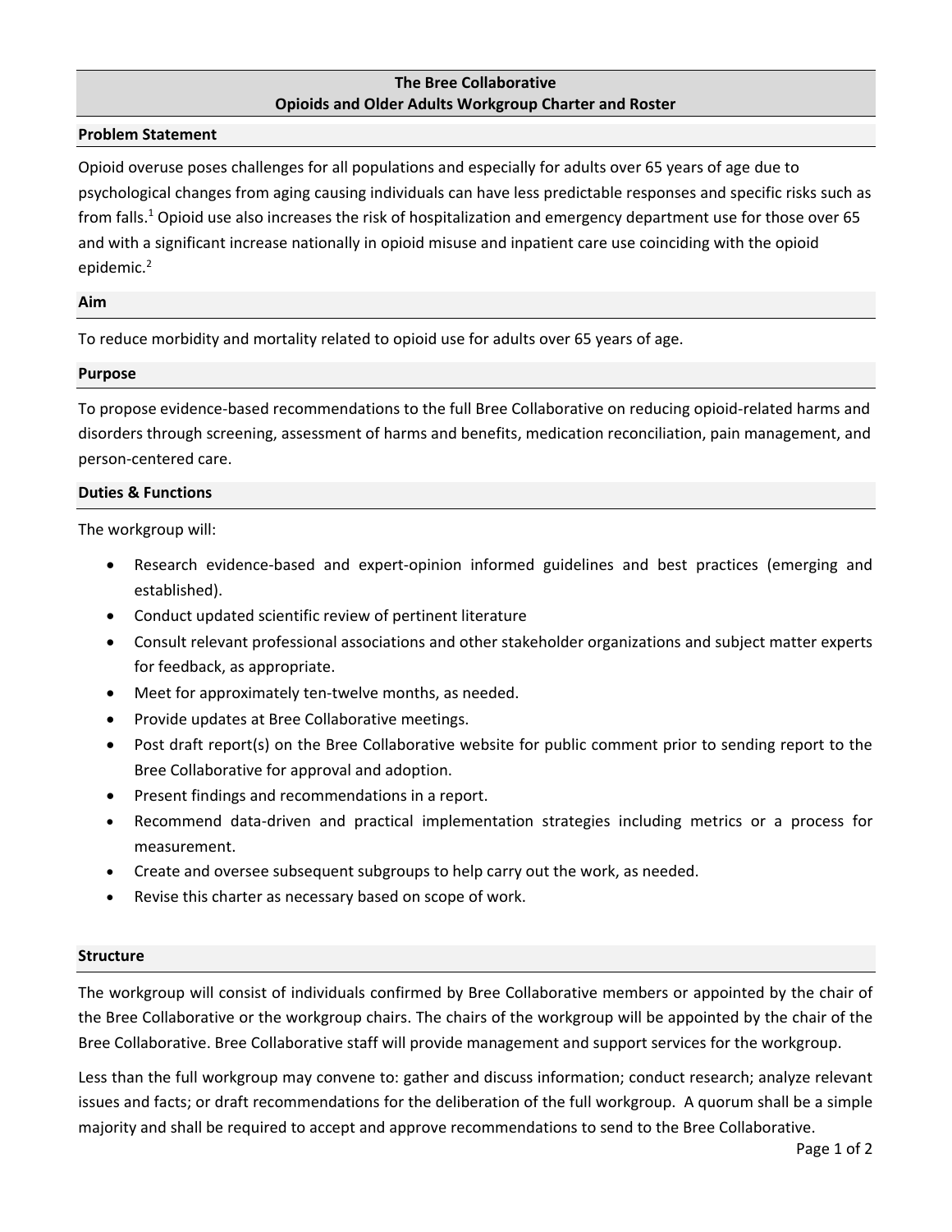# The Bree Collaborative
## Opioids and Older Adults Workgroup Charter and Roster

### Problem Statement

Opioid overuse poses challenges for all populations and especially for adults over 65 years of age due to psychological changes from aging causing individuals can have less predictable responses and specific risks such as from falls.[1] Opioid use also increases the risk of hospitalization and emergency department use for those over 65 and with a significant increase nationally in opioid misuse and inpatient care use coinciding with the opioid epidemic.[2]

### Aim

To reduce morbidity and mortality related to opioid use for adults over 65 years of age.

### Purpose

To propose evidence-based recommendations to the full Bree Collaborative on reducing opioid-related harms and disorders through screening, assessment of harms and benefits, medication reconciliation, pain management, and person-centered care.

### Duties & Functions

The workgroup will:

- Research evidence-based and expert-opinion informed guidelines and best practices (emerging and established).
- Conduct updated scientific review of pertinent literature
- Consult relevant professional associations and other stakeholder organizations and subject matter experts for feedback, as appropriate.
- Meet for approximately ten-twelve months, as needed.
- Provide updates at Bree Collaborative meetings.
- Post draft report(s) on the Bree Collaborative website for public comment prior to sending report to the Bree Collaborative for approval and adoption.
- Present findings and recommendations in a report.
- Recommend data-driven and practical implementation strategies including metrics or a process for measurement.
- Create and oversee subsequent subgroups to help carry out the work, as needed.
- Revise this charter as necessary based on scope of work.

### Structure

The workgroup will consist of individuals confirmed by Bree Collaborative members or appointed by the chair of the Bree Collaborative or the workgroup chairs. The chairs of the workgroup will be appointed by the chair of the Bree Collaborative. Bree Collaborative staff will provide management and support services for the workgroup.

Less than the full workgroup may convene to: gather and discuss information; conduct research; analyze relevant issues and facts; or draft recommendations for the deliberation of the full workgroup. A quorum shall be a simple majority and shall be required to accept and approve recommendations to send to the Bree Collaborative.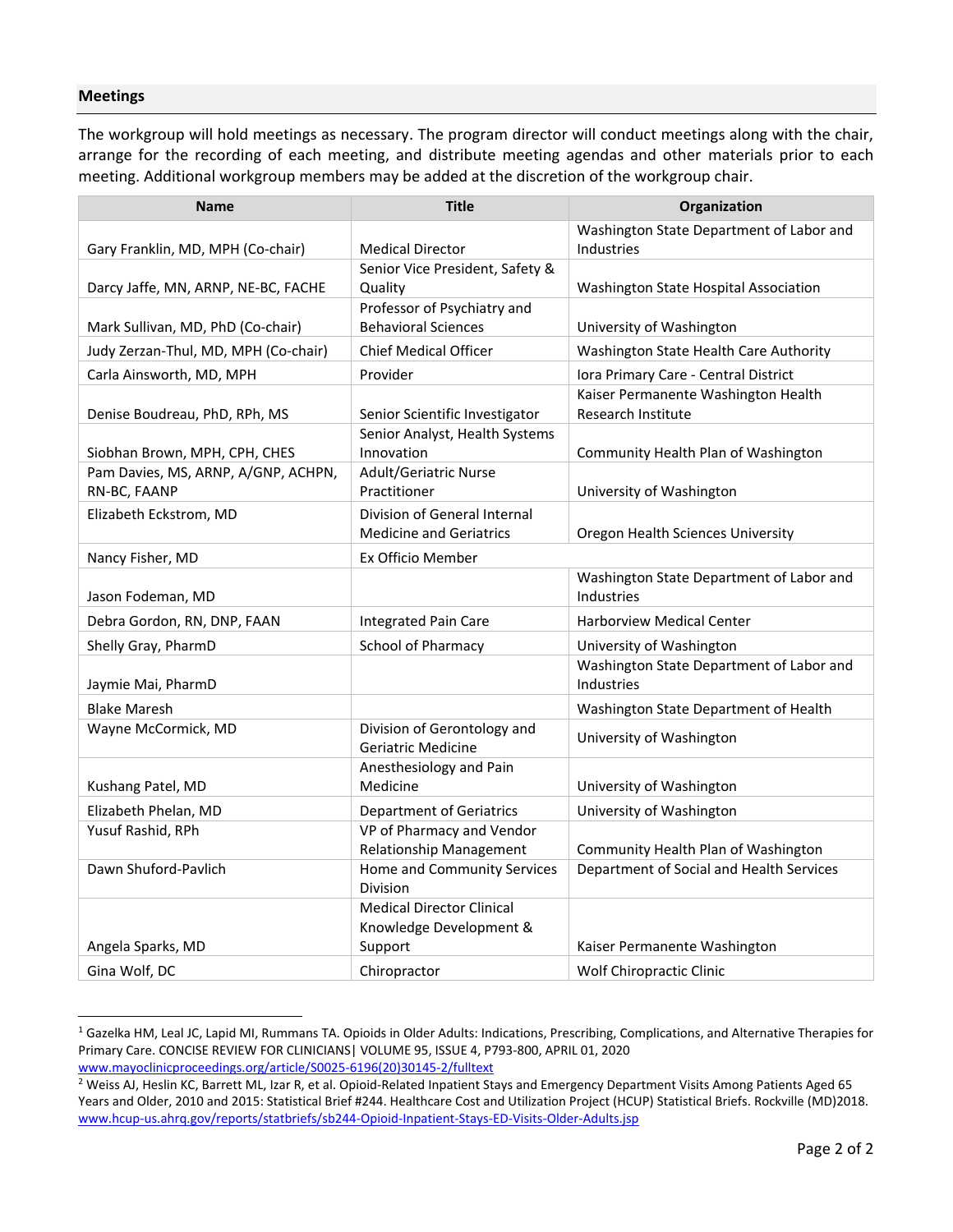## Meetings

The workgroup will hold meetings as necessary. The program director will conduct meetings along with the chair, arrange for the recording of each meeting, and distribute meeting agendas and other materials prior to each meeting. Additional workgroup members may be added at the discretion of the workgroup chair.

| Name | Title | Organization |
|---|---|---|
| Gary Franklin, MD, MPH (Co-chair) | Medical Director | Washington State Department of Labor and Industries |
| Darcy Jaffe, MN, ARNP, NE-BC, FACHE | Senior Vice President, Safety & Quality | Washington State Hospital Association |
| Mark Sullivan, MD, PhD (Co-chair) | Professor of Psychiatry and Behavioral Sciences | University of Washington |
| Judy Zerzan-Thul, MD, MPH (Co-chair) | Chief Medical Officer | Washington State Health Care Authority |
| Carla Ainsworth, MD, MPH | Provider | Iora Primary Care - Central District |
| Denise Boudreau, PhD, RPh, MS | Senior Scientific Investigator | Kaiser Permanente Washington Health Research Institute |
| Siobhan Brown, MPH, CPH, CHES | Senior Analyst, Health Systems Innovation | Community Health Plan of Washington |
| Pam Davies, MS, ARNP, A/GNP, ACHPN, RN-BC, FAANP | Adult/Geriatric Nurse Practitioner | University of Washington |
| Elizabeth Eckstrom, MD | Division of General Internal Medicine and Geriatrics | Oregon Health Sciences University |
| Nancy Fisher, MD | Ex Officio Member | |
| Jason Fodeman, MD | | Washington State Department of Labor and Industries |
| Debra Gordon, RN, DNP, FAAN | Integrated Pain Care | Harborview Medical Center |
| Shelly Gray, PharmD | School of Pharmacy | University of Washington |
| Jaymie Mai, PharmD | | Washington State Department of Labor and Industries |
| Blake Maresh | | Washington State Department of Health |
| Wayne McCormick, MD | Division of Gerontology and Geriatric Medicine | University of Washington |
| Kushang Patel, MD | Anesthesiology and Pain Medicine | University of Washington |
| Elizabeth Phelan, MD | Department of Geriatrics | University of Washington |
| Yusuf Rashid, RPh | VP of Pharmacy and Vendor Relationship Management | Community Health Plan of Washington |
| Dawn Shuford-Pavlich | Home and Community Services Division | Department of Social and Health Services |
| Angela Sparks, MD | Medical Director Clinical Knowledge Development & Support | Kaiser Permanente Washington |
| Gina Wolf, DC | Chiropractor | Wolf Chiropractic Clinic |

---

[1] Gazelka HM, Leal JC, Lapid MI, Rummans TA. Opioids in Older Adults: Indications, Prescribing, Complications, and Alternative Therapies for Primary Care. CONCISE REVIEW FOR CLINICIANS| VOLUME 95, ISSUE 4, P793-800, APRIL 01, 2020 www.mayoclinicproceedings.org/article/S0025-6196(20)30145-2/fulltext

[2] Weiss AJ, Heslin KC, Barrett ML, Izar R, et al. Opioid-Related Inpatient Stays and Emergency Department Visits Among Patients Aged 65 Years and Older, 2010 and 2015: Statistical Brief #244. Healthcare Cost and Utilization Project (HCUP) Statistical Briefs. Rockville (MD)2018. www.hcup-us.ahrq.gov/reports/statbriefs/sb244-Opioid-Inpatient-Stays-ED-Visits-Older-Adults.jsp